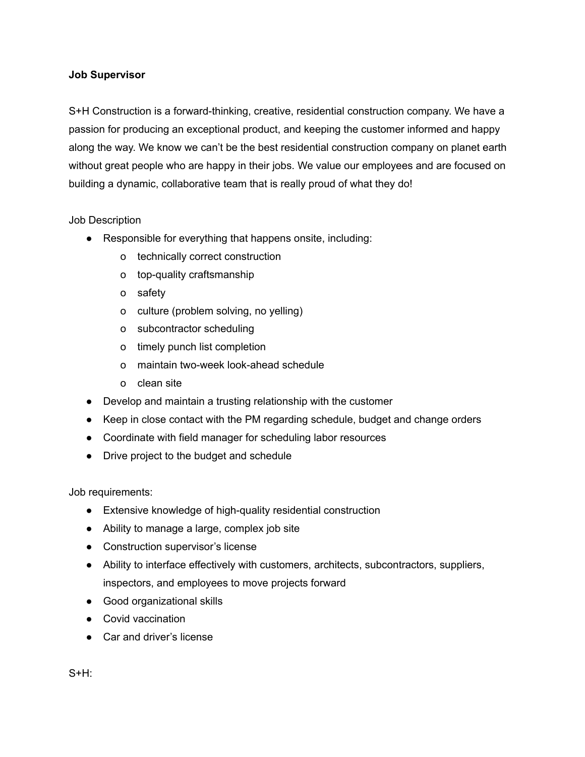**Job Supervisor**

S+H Construction is a forward-thinking, creative, residential construction company. We have a passion for producing an exceptional product, and keeping the customer informed and happy along the way. We know we can't be the best residential construction company on planet earth without great people who are happy in their jobs. We value our employees and are focused on building a dynamic, collaborative team that is really proud of what they do!

Job Description

- Responsible for everything that happens onsite, including:
  - technically correct construction
  - top-quality craftsmanship
  - safety
  - culture (problem solving, no yelling)
  - subcontractor scheduling
  - timely punch list completion
  - maintain two-week look-ahead schedule
  - clean site
- Develop and maintain a trusting relationship with the customer
- Keep in close contact with the PM regarding schedule, budget and change orders
- Coordinate with field manager for scheduling labor resources
- Drive project to the budget and schedule

Job requirements:

- Extensive knowledge of high-quality residential construction
- Ability to manage a large, complex job site
- Construction supervisor's license
- Ability to interface effectively with customers, architects, subcontractors, suppliers, inspectors, and employees to move projects forward
- Good organizational skills
- Covid vaccination
- Car and driver's license

S+H: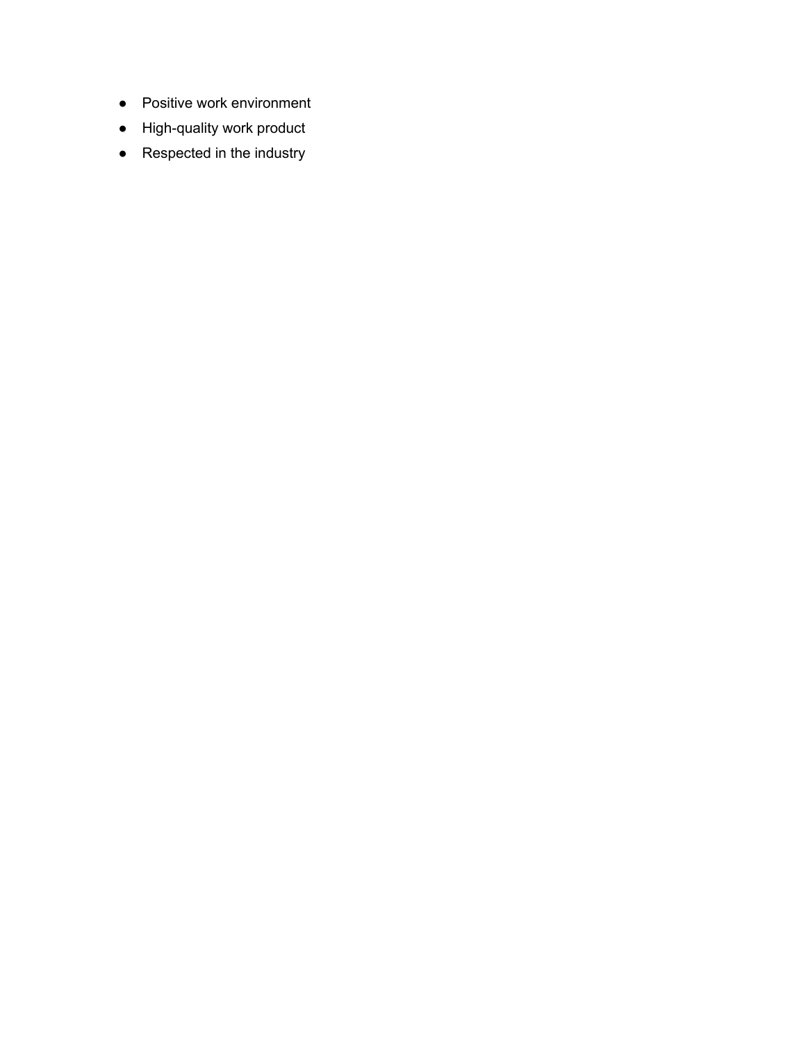- Positive work environment
- High-quality work product
- Respected in the industry